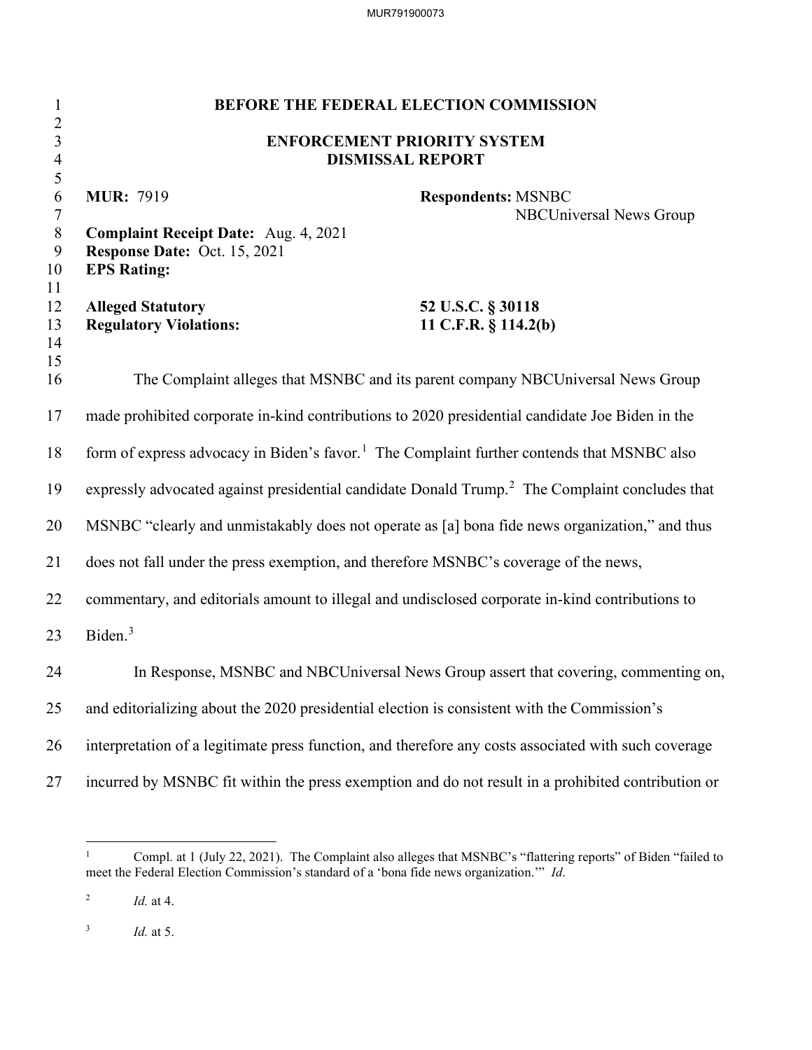**BEFORE THE FEDERAL ELECTION COMMISSION**

**ENFORCEMENT PRIORITY SYSTEM**
**DISMISSAL REPORT**

**MUR:** 7919

**Respondents:** MSNBC
NBCUniversal News Group

**Complaint Receipt Date:** Aug. 4, 2021
**Response Date:** Oct. 15, 2021
**EPS Rating:**

**Alleged Statutory Regulatory Violations:** **52 U.S.C. § 30118**
**11 C.F.R. § 114.2(b)**

The Complaint alleges that MSNBC and its parent company NBCUniversal News Group made prohibited corporate in-kind contributions to 2020 presidential candidate Joe Biden in the form of express advocacy in Biden's favor.[1] The Complaint further contends that MSNBC also expressly advocated against presidential candidate Donald Trump.[2] The Complaint concludes that MSNBC "clearly and unmistakably does not operate as [a] bona fide news organization," and thus does not fall under the press exemption, and therefore MSNBC's coverage of the news, commentary, and editorials amount to illegal and undisclosed corporate in-kind contributions to Biden.[3]

In Response, MSNBC and NBCUniversal News Group assert that covering, commenting on, and editorializing about the 2020 presidential election is consistent with the Commission's interpretation of a legitimate press function, and therefore any costs associated with such coverage incurred by MSNBC fit within the press exemption and do not result in a prohibited contribution or

---

[1] Compl. at 1 (July 22, 2021). The Complaint also alleges that MSNBC's "flattering reports" of Biden "failed to meet the Federal Election Commission's standard of a 'bona fide news organization.'" *Id*.

[2] *Id.* at 4.

[3] *Id.* at 5.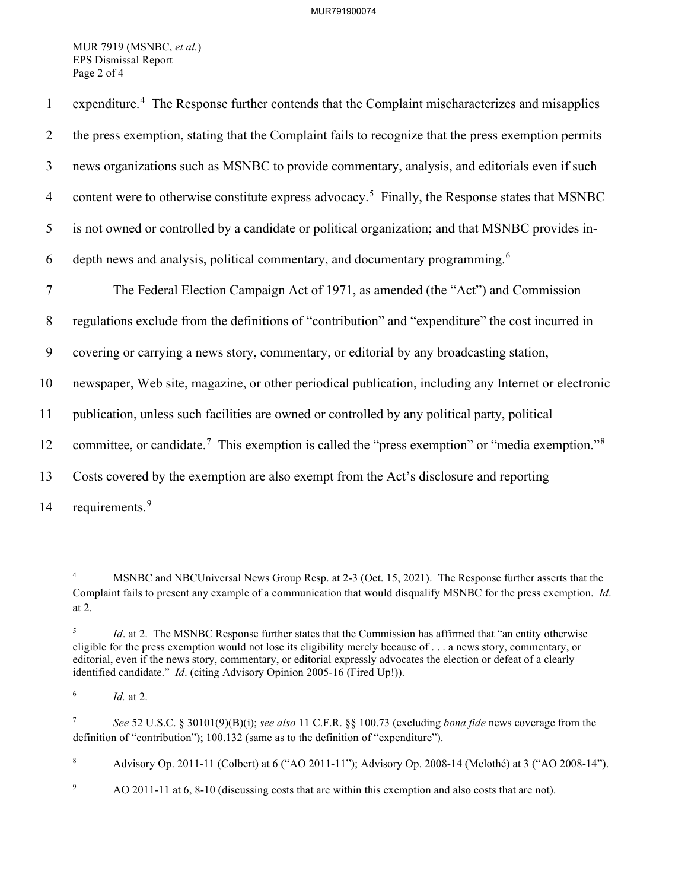expenditure.[4] The Response further contends that the Complaint mischaracterizes and misapplies the press exemption, stating that the Complaint fails to recognize that the press exemption permits news organizations such as MSNBC to provide commentary, analysis, and editorials even if such content were to otherwise constitute express advocacy.[5] Finally, the Response states that MSNBC is not owned or controlled by a candidate or political organization; and that MSNBC provides in-depth news and analysis, political commentary, and documentary programming.[6]

The Federal Election Campaign Act of 1971, as amended (the "Act") and Commission regulations exclude from the definitions of "contribution" and "expenditure" the cost incurred in covering or carrying a news story, commentary, or editorial by any broadcasting station, newspaper, Web site, magazine, or other periodical publication, including any Internet or electronic publication, unless such facilities are owned or controlled by any political party, political committee, or candidate.[7] This exemption is called the "press exemption" or "media exemption."[8] Costs covered by the exemption are also exempt from the Act's disclosure and reporting requirements.[9]

---

[4] MSNBC and NBCUniversal News Group Resp. at 2-3 (Oct. 15, 2021). The Response further asserts that the Complaint fails to present any example of a communication that would disqualify MSNBC for the press exemption. *Id*. at 2.

[5] *Id*. at 2. The MSNBC Response further states that the Commission has affirmed that "an entity otherwise eligible for the press exemption would not lose its eligibility merely because of . . . a news story, commentary, or editorial, even if the news story, commentary, or editorial expressly advocates the election or defeat of a clearly identified candidate." *Id*. (citing Advisory Opinion 2005-16 (Fired Up!)).

[6] *Id.* at 2.

[7] *See* 52 U.S.C. § 30101(9)(B)(i); *see also* 11 C.F.R. §§ 100.73 (excluding *bona fide* news coverage from the definition of "contribution"); 100.132 (same as to the definition of "expenditure").

[8] Advisory Op. 2011-11 (Colbert) at 6 ("AO 2011-11"); Advisory Op. 2008-14 (Melothé) at 3 ("AO 2008-14").

[9] AO 2011-11 at 6, 8-10 (discussing costs that are within this exemption and also costs that are not).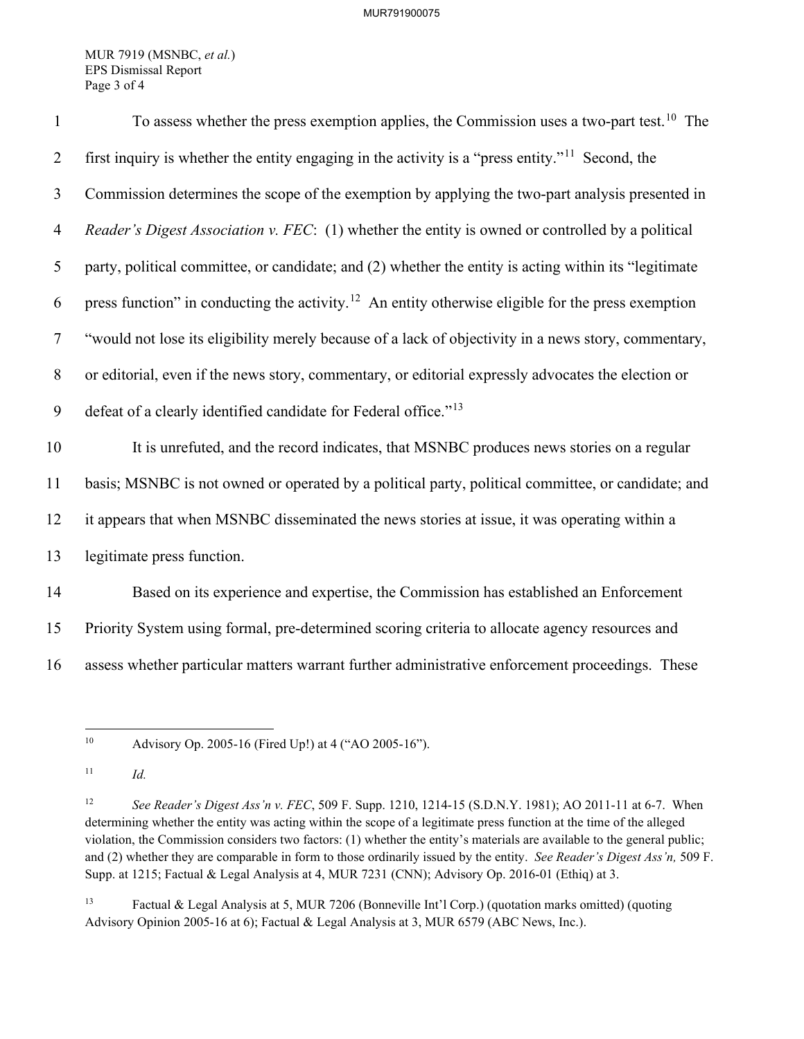To assess whether the press exemption applies, the Commission uses a two-part test.[10] The first inquiry is whether the entity engaging in the activity is a "press entity."[11] Second, the Commission determines the scope of the exemption by applying the two-part analysis presented in *Reader's Digest Association v. FEC*: (1) whether the entity is owned or controlled by a political party, political committee, or candidate; and (2) whether the entity is acting within its "legitimate press function" in conducting the activity.[12] An entity otherwise eligible for the press exemption "would not lose its eligibility merely because of a lack of objectivity in a news story, commentary, or editorial, even if the news story, commentary, or editorial expressly advocates the election or defeat of a clearly identified candidate for Federal office."[13]

It is unrefuted, and the record indicates, that MSNBC produces news stories on a regular basis; MSNBC is not owned or operated by a political party, political committee, or candidate; and it appears that when MSNBC disseminated the news stories at issue, it was operating within a legitimate press function.

Based on its experience and expertise, the Commission has established an Enforcement Priority System using formal, pre-determined scoring criteria to allocate agency resources and assess whether particular matters warrant further administrative enforcement proceedings. These

---

[10] Advisory Op. 2005-16 (Fired Up!) at 4 ("AO 2005-16").

[11] *Id.*

[12] *See Reader's Digest Ass'n v. FEC*, 509 F. Supp. 1210, 1214-15 (S.D.N.Y. 1981); AO 2011-11 at 6-7. When determining whether the entity was acting within the scope of a legitimate press function at the time of the alleged violation, the Commission considers two factors: (1) whether the entity's materials are available to the general public; and (2) whether they are comparable in form to those ordinarily issued by the entity. *See Reader's Digest Ass'n,* 509 F. Supp. at 1215; Factual & Legal Analysis at 4, MUR 7231 (CNN); Advisory Op. 2016-01 (Ethiq) at 3.

[13] Factual & Legal Analysis at 5, MUR 7206 (Bonneville Int'l Corp.) (quotation marks omitted) (quoting Advisory Opinion 2005-16 at 6); Factual & Legal Analysis at 3, MUR 6579 (ABC News, Inc.).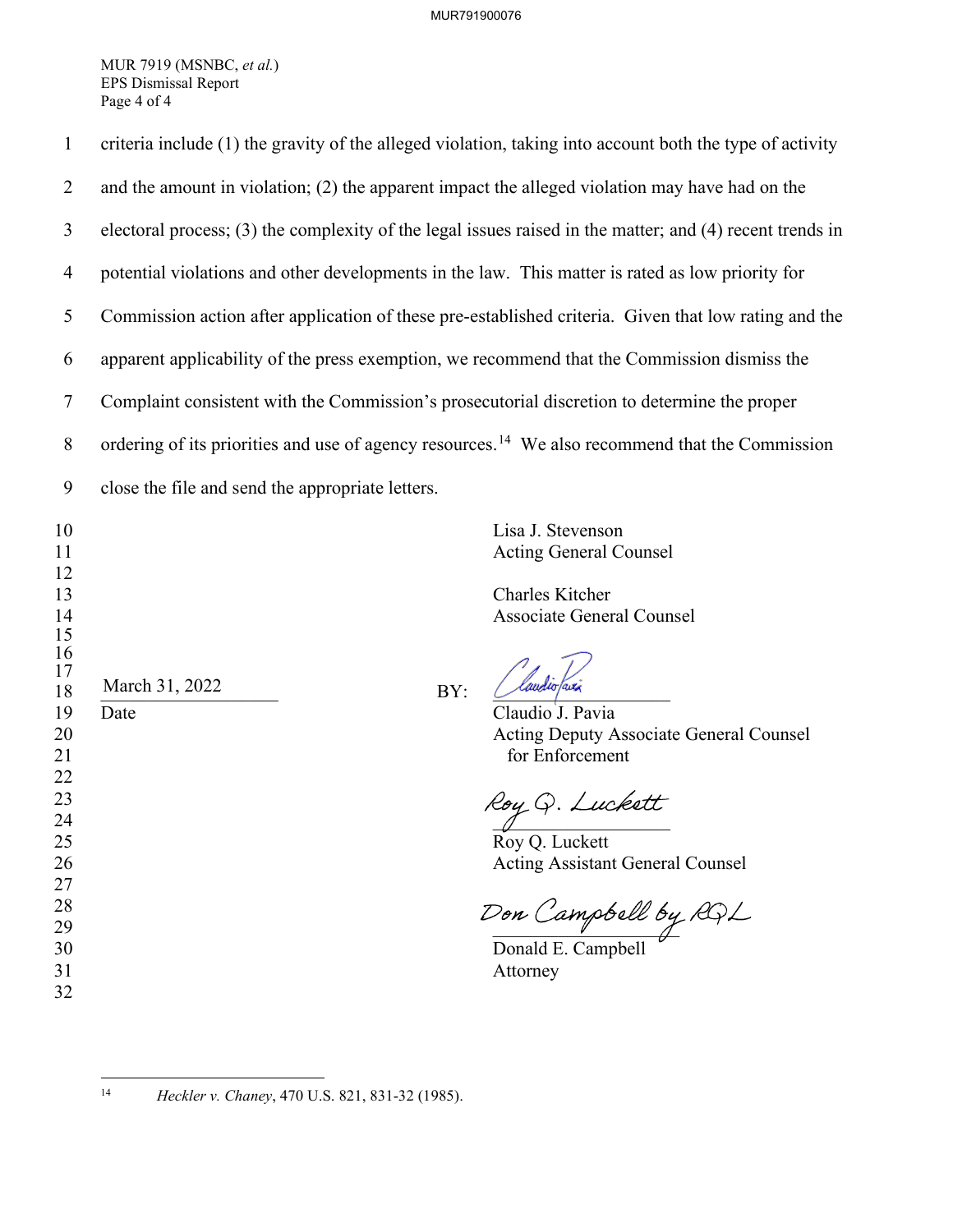criteria include (1) the gravity of the alleged violation, taking into account both the type of activity and the amount in violation; (2) the apparent impact the alleged violation may have had on the electoral process; (3) the complexity of the legal issues raised in the matter; and (4) recent trends in potential violations and other developments in the law. This matter is rated as low priority for Commission action after application of these pre-established criteria. Given that low rating and the apparent applicability of the press exemption, we recommend that the Commission dismiss the Complaint consistent with the Commission's prosecutorial discretion to determine the proper ordering of its priorities and use of agency resources.[14] We also recommend that the Commission close the file and send the appropriate letters.

Lisa J. Stevenson
Acting General Counsel

Charles Kitcher
Associate General Counsel

March 31, 2022
Date

BY: Claudio J. Pavia
Acting Deputy Associate General Counsel
for Enforcement

Roy Q. Luckett
Acting Assistant General Counsel

Don Campbell by RQL
Donald E. Campbell
Attorney

---

[14] *Heckler v. Chaney*, 470 U.S. 821, 831-32 (1985).